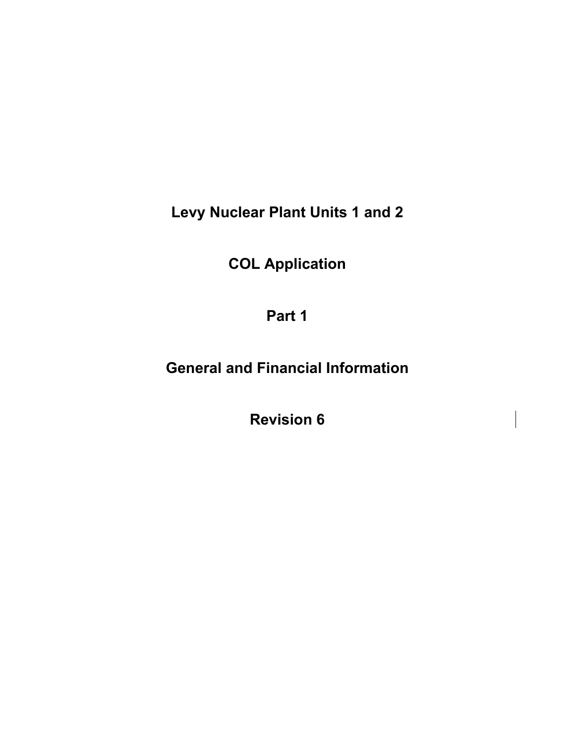# Levy Nuclear Plant Units 1 and 2

# COL Application

# Part 1

# General and Financial Information

# Revision 6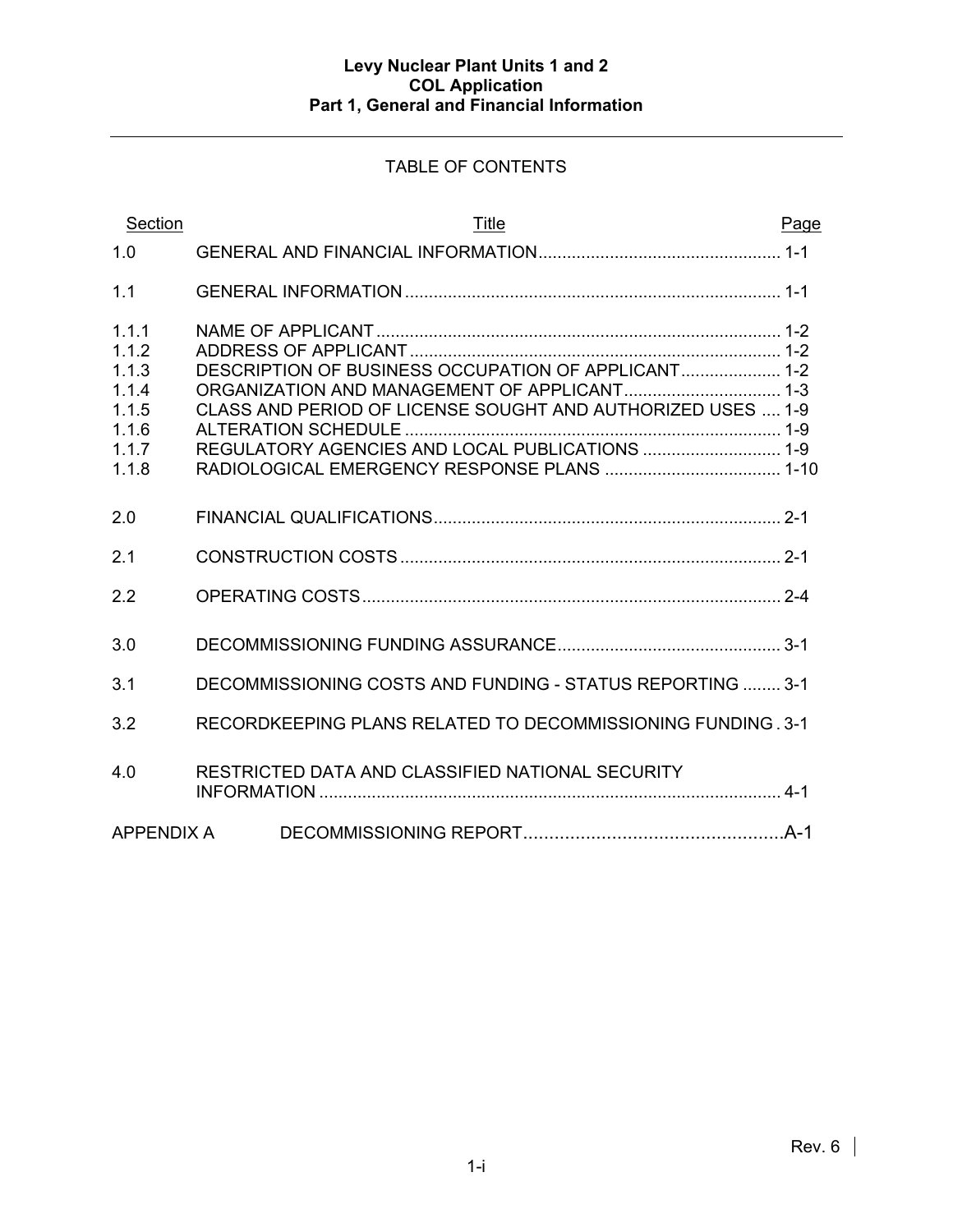## TABLE OF CONTENTS

| Section | Title | Page |
|---|---|---|
| 1.0 | GENERAL AND FINANCIAL INFORMATION | 1-1 |
| 1.1 | GENERAL INFORMATION | 1-1 |
| 1.1.1 | NAME OF APPLICANT | 1-2 |
| 1.1.2 | ADDRESS OF APPLICANT | 1-2 |
| 1.1.3 | DESCRIPTION OF BUSINESS OCCUPATION OF APPLICANT | 1-2 |
| 1.1.4 | ORGANIZATION AND MANAGEMENT OF APPLICANT | 1-3 |
| 1.1.5 | CLASS AND PERIOD OF LICENSE SOUGHT AND AUTHORIZED USES | 1-9 |
| 1.1.6 | ALTERATION SCHEDULE | 1-9 |
| 1.1.7 | REGULATORY AGENCIES AND LOCAL PUBLICATIONS | 1-9 |
| 1.1.8 | RADIOLOGICAL EMERGENCY RESPONSE PLANS | 1-10 |
| 2.0 | FINANCIAL QUALIFICATIONS | 2-1 |
| 2.1 | CONSTRUCTION COSTS | 2-1 |
| 2.2 | OPERATING COSTS | 2-4 |
| 3.0 | DECOMMISSIONING FUNDING ASSURANCE | 3-1 |
| 3.1 | DECOMMISSIONING COSTS AND FUNDING - STATUS REPORTING | 3-1 |
| 3.2 | RECORDKEEPING PLANS RELATED TO DECOMMISSIONING FUNDING | 3-1 |
| 4.0 | RESTRICTED DATA AND CLASSIFIED NATIONAL SECURITY INFORMATION | 4-1 |
| APPENDIX A | DECOMMISSIONING REPORT | A-1 |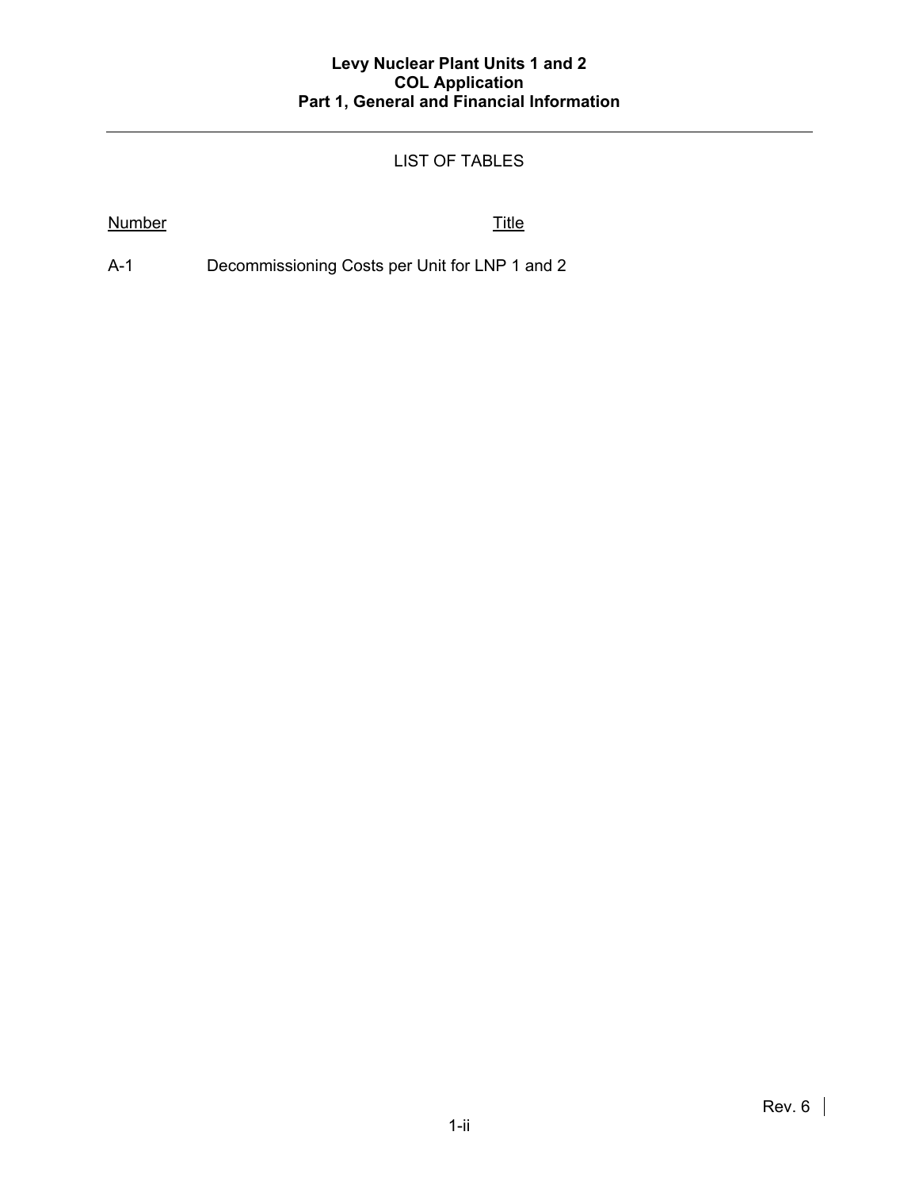## LIST OF TABLES

| Number | Title |
|---|---|
| A-1 | Decommissioning Costs per Unit for LNP 1 and 2 |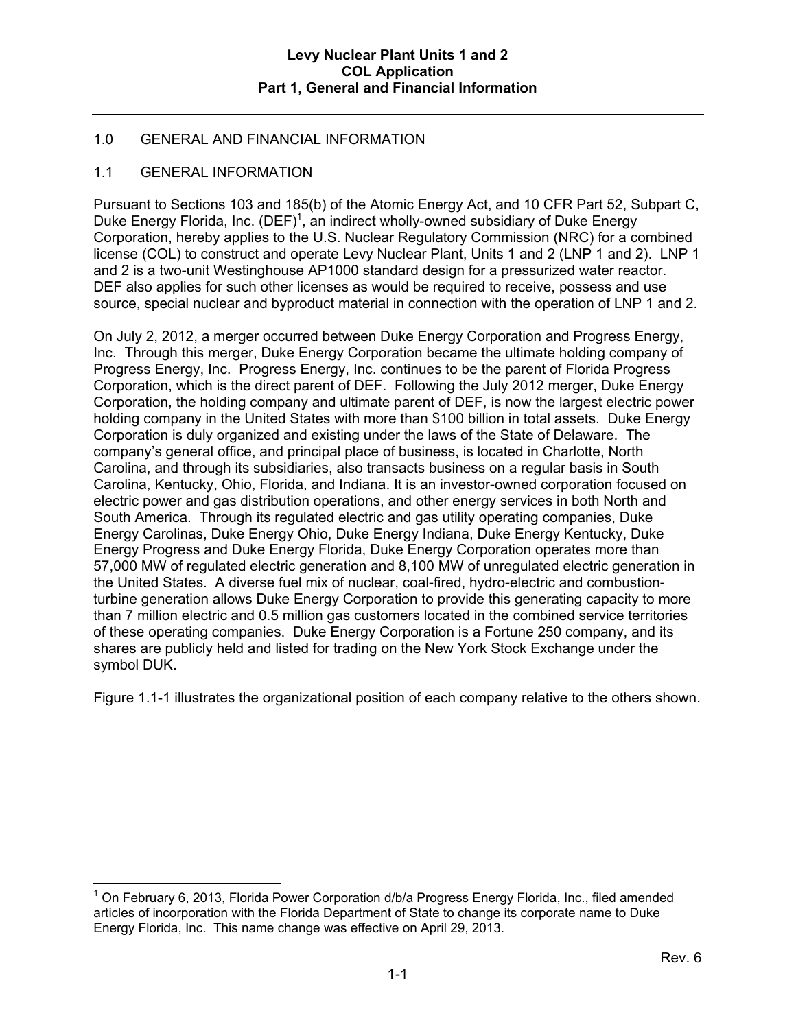## 1.0 GENERAL AND FINANCIAL INFORMATION

### 1.1 GENERAL INFORMATION

Pursuant to Sections 103 and 185(b) of the Atomic Energy Act, and 10 CFR Part 52, Subpart C, Duke Energy Florida, Inc. (DEF)[1], an indirect wholly-owned subsidiary of Duke Energy Corporation, hereby applies to the U.S. Nuclear Regulatory Commission (NRC) for a combined license (COL) to construct and operate Levy Nuclear Plant, Units 1 and 2 (LNP 1 and 2). LNP 1 and 2 is a two-unit Westinghouse AP1000 standard design for a pressurized water reactor. DEF also applies for such other licenses as would be required to receive, possess and use source, special nuclear and byproduct material in connection with the operation of LNP 1 and 2.

On July 2, 2012, a merger occurred between Duke Energy Corporation and Progress Energy, Inc. Through this merger, Duke Energy Corporation continues became the ultimate holding company of Progress Energy, Inc. Progress Energy, Inc. continues to be the parent of Florida Progress Corporation, which is the direct parent of DEF. Following the July 2012 merger, Duke Energy Corporation, the holding company and ultimate parent of DEF, is now the largest electric power holding company in the United States with more than $100 billion in total assets. Duke Energy Corporation is duly organized and existing under the laws of the State of Delaware. The company's general office, and principal place of business, is located in Charlotte, North Carolina, and through its subsidiaries, also transacts business on a regular basis in South Carolina, Kentucky, Ohio, Florida, and Indiana. It is an investor-owned corporation focused on electric power and gas distribution operations, and other energy services in both North and South America. Through its regulated electric and gas utility operating companies, Duke Energy Carolinas, Duke Energy Ohio, Duke Energy Indiana, Duke Energy Kentucky, Duke Energy Progress and Duke Energy Florida, Duke Energy Corporation operates more than 57,000 MW of regulated electric generation and 8,100 MW of unregulated electric generation in the United States. A diverse fuel mix of nuclear, coal-fired, hydro-electric and combustion-turbine generation allows Duke Energy Corporation to provide this generating capacity to more than 7 million electric and 0.5 million gas customers located in the combined service territories of these operating companies. Duke Energy Corporation is a Fortune 250 company, and its shares are publicly held and listed for trading on the New York Stock Exchange under the symbol DUK.

Figure 1.1-1 illustrates the organizational position of each company relative to the others shown.

[1] On February 6, 2013, Florida Power Corporation d/b/a Progress Energy Florida, Inc., filed amended articles of incorporation with the Florida Department of State to change its corporate name to Duke Energy Florida, Inc. This name change was effective on April 29, 2013.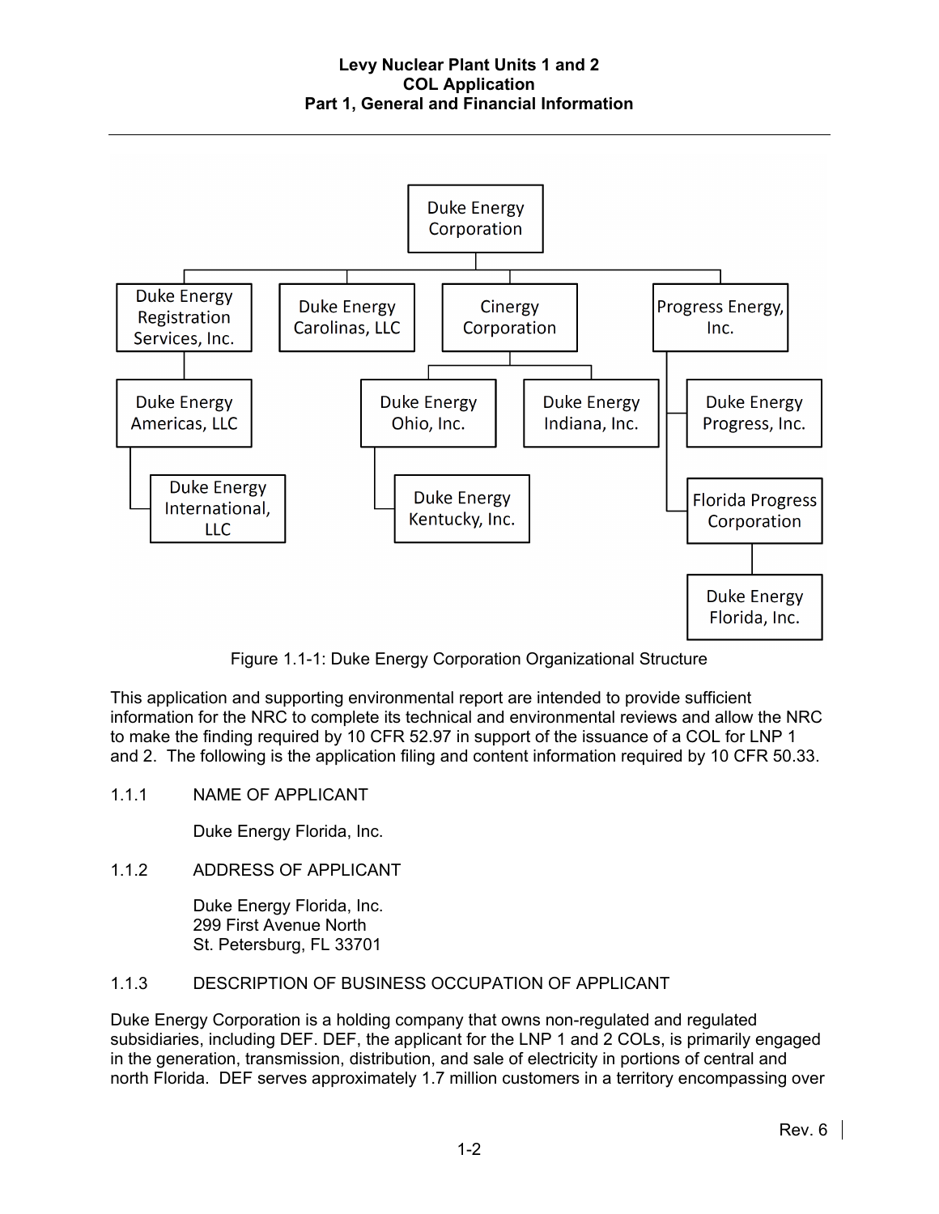- Duke Energy Corporation
  - Duke Energy Registration Services, Inc.
    - Duke Energy Americas, LLC
      - Duke Energy International, LLC
  - Duke Energy Carolinas, LLC
  - Cinergy Corporation
    - Duke Energy Ohio, Inc.
      - Duke Energy Kentucky, Inc.
    - Duke Energy Indiana, Inc.
  - Progress Energy, Inc.
    - Duke Energy Progress, Inc.
    - Florida Progress Corporation
      - Duke Energy Florida, Inc.

Figure 1.1-1: Duke Energy Corporation Organizational Structure

This application and supporting environmental report are intended to provide sufficient information for the NRC to complete its technical and environmental reviews and allow the NRC to make the finding required by 10 CFR 52.97 in support of the issuance of a COL for LNP 1 and 2. The following is the application filing and content information required by 10 CFR 50.33.

### 1.1.1 NAME OF APPLICANT

Duke Energy Florida, Inc.

### 1.1.2 ADDRESS OF APPLICANT

Duke Energy Florida, Inc.
299 First Avenue North
St. Petersburg, FL 33701

### 1.1.3 DESCRIPTION OF BUSINESS OCCUPATION OF APPLICANT

Duke Energy Corporation is a holding company that owns non-regulated and regulated subsidiaries, including DEF. DEF, the applicant for the LNP 1 and 2 COLs, is primarily engaged in the generation, transmission, distribution, and sale of electricity in portions of central and north Florida. DEF serves approximately 1.7 million customers in a territory encompassing over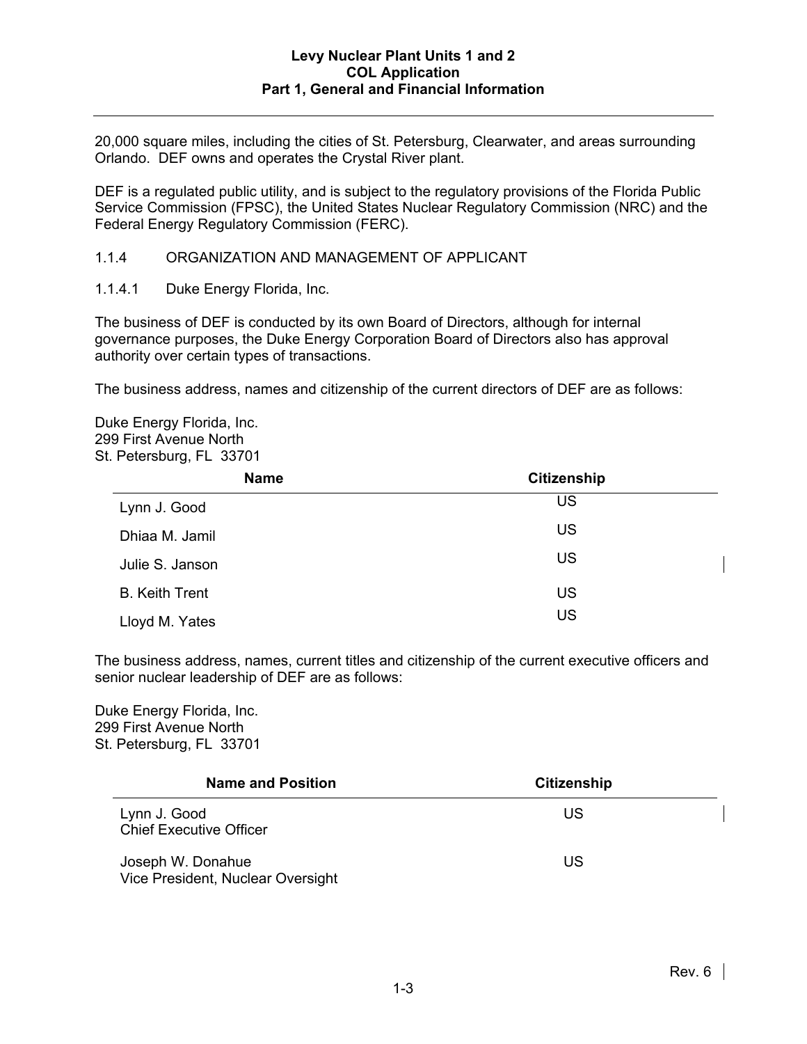20,000 square miles, including the cities of St. Petersburg, Clearwater, and areas surrounding Orlando. DEF owns and operates the Crystal River plant.

DEF is a regulated public utility, and is subject to the regulatory provisions of the Florida Public Service Commission (FPSC), the United States Nuclear Regulatory Commission (NRC) and the Federal Energy Regulatory Commission (FERC).

### 1.1.4 ORGANIZATION AND MANAGEMENT OF APPLICANT

#### 1.1.4.1 Duke Energy Florida, Inc.

The business of DEF is conducted by its own Board of Directors, although for internal governance purposes, the Duke Energy Corporation Board of Directors also has approval authority over certain types of transactions.

The business address, names and citizenship of the current directors of DEF are as follows:

Duke Energy Florida, Inc.
299 First Avenue North
St. Petersburg, FL 33701

| Name | Citizenship |
|---|---|
| Lynn J. Good | US |
| Dhiaa M. Jamil | US |
| Julie S. Janson | US |
| B. Keith Trent | US |
| Lloyd M. Yates | US |

The business address, names, current titles and citizenship of the current executive officers and senior nuclear leadership of DEF are as follows:

Duke Energy Florida, Inc.
299 First Avenue North
St. Petersburg, FL 33701

| Name and Position | Citizenship |
|---|---|
| Lynn J. Good<br>Chief Executive Officer | US |
| Joseph W. Donahue<br>Vice President, Nuclear Oversight | US |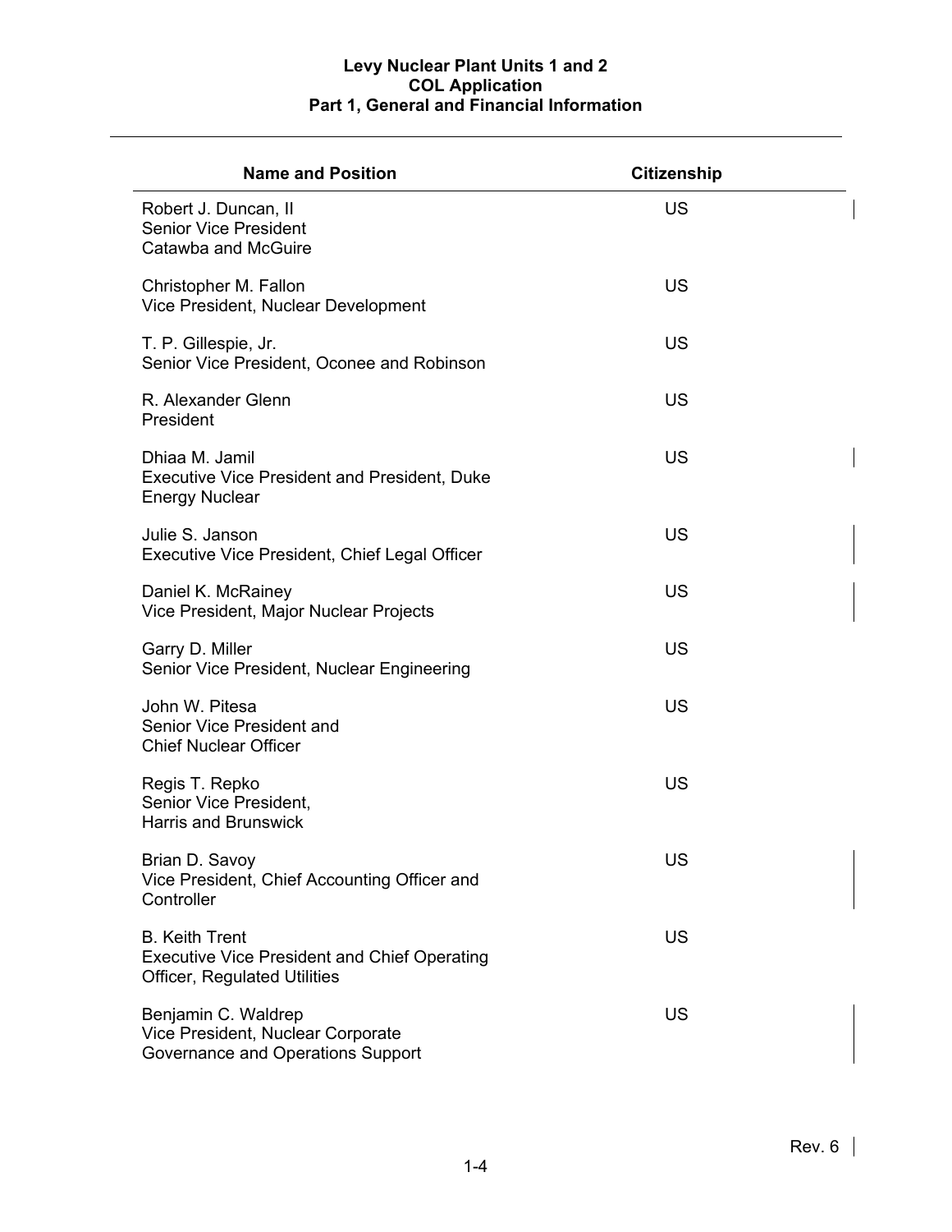| Name and Position | Citizenship |
|---|---|
| Robert J. Duncan, II<br>Senior Vice President<br>Catawba and McGuire | US |
| Christopher M. Fallon<br>Vice President, Nuclear Development | US |
| T. P. Gillespie, Jr.<br>Senior Vice President, Oconee and Robinson | US |
| R. Alexander Glenn<br>President | US |
| Dhiaa M. Jamil<br>Executive Vice President and President, Duke Energy Nuclear | US |
| Julie S. Janson<br>Executive Vice President, Chief Legal Officer | US |
| Daniel K. McRainey<br>Vice President, Major Nuclear Projects | US |
| Garry D. Miller<br>Senior Vice President, Nuclear Engineering | US |
| John W. Pitesa<br>Senior Vice President and<br>Chief Nuclear Officer | US |
| Regis T. Repko<br>Senior Vice President,<br>Harris and Brunswick | US |
| Brian D. Savoy<br>Vice President, Chief Accounting Officer and Controller | US |
| B. Keith Trent<br>Executive Vice President and Chief Operating Officer, Regulated Utilities | US |
| Benjamin C. Waldrep<br>Vice President, Nuclear Corporate<br>Governance and Operations Support | US |

Rev. 6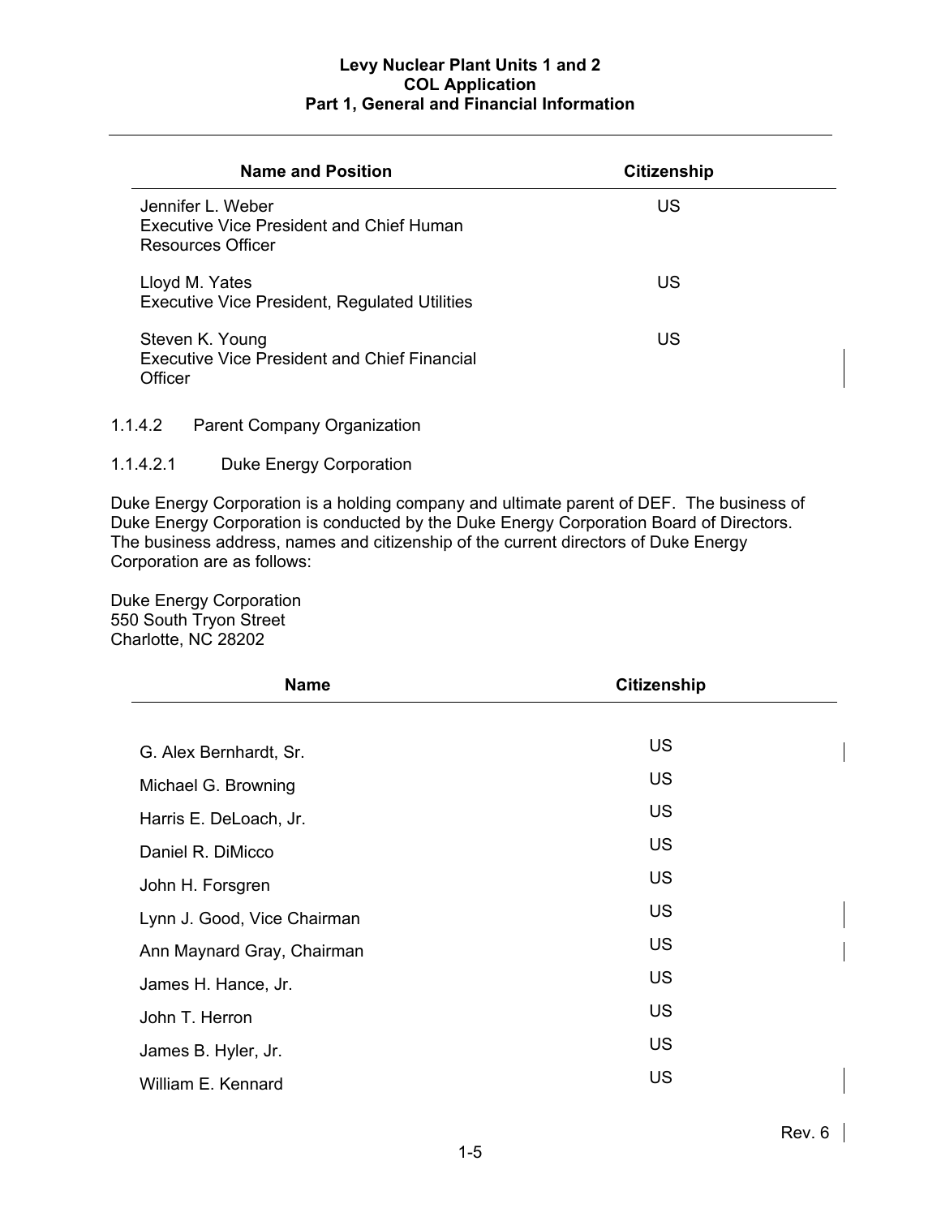| Name and Position | Citizenship |
|---|---|
| Jennifer L. Weber<br>Executive Vice President and Chief Human Resources Officer | US |
| Lloyd M. Yates<br>Executive Vice President, Regulated Utilities | US |
| Steven K. Young<br>Executive Vice President and Chief Financial Officer | US |

#### 1.1.4.2 Parent Company Organization

##### 1.1.4.2.1 Duke Energy Corporation

Duke Energy Corporation is a holding company and ultimate parent of DEF. The business of Duke Energy Corporation is conducted by the Duke Energy Corporation Board of Directors. The business address, names and citizenship of the current directors of Duke Energy Corporation are as follows:

Duke Energy Corporation
550 South Tryon Street
Charlotte, NC 28202

| Name | Citizenship |
|---|---|
| G. Alex Bernhardt, Sr. | US |
| Michael G. Browning | US |
| Harris E. DeLoach, Jr. | US |
| Daniel R. DiMicco | US |
| John H. Forsgren | US |
| Lynn J. Good, Vice Chairman | US |
| Ann Maynard Gray, Chairman | US |
| James H. Hance, Jr. | US |
| John T. Herron | US |
| James B. Hyler, Jr. | US |
| William E. Kennard | US |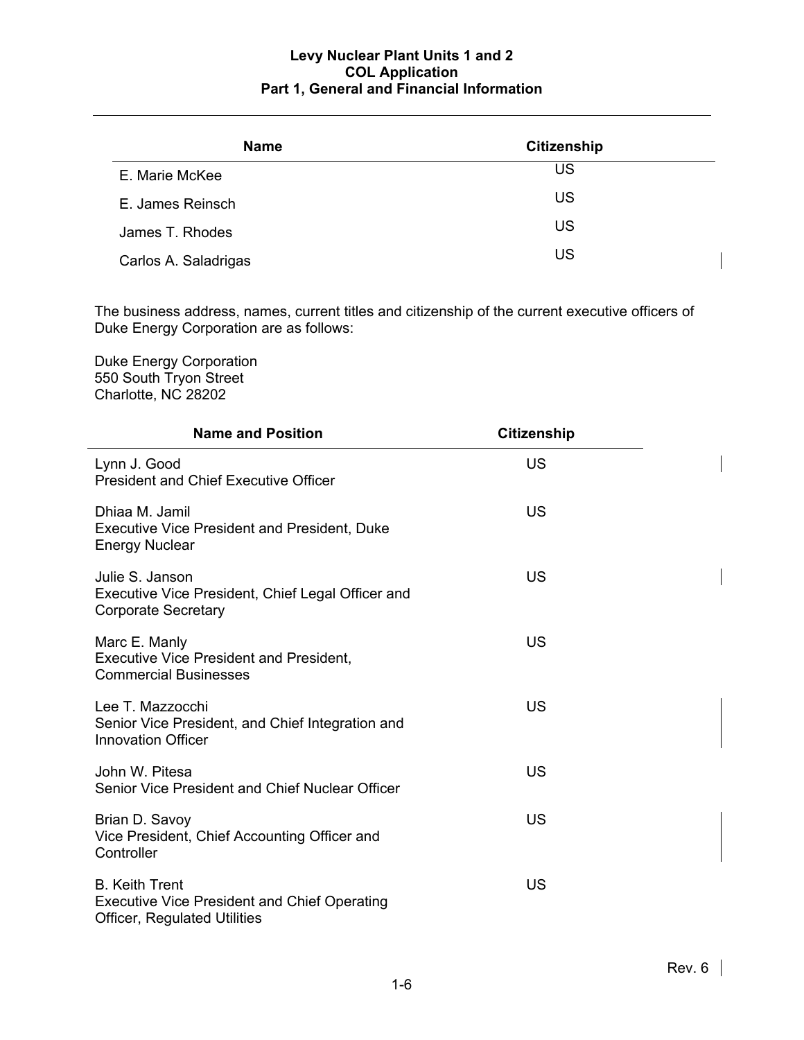| Name | Citizenship |
| --- | --- |
| E. Marie McKee | US |
| E. James Reinsch | US |
| James T. Rhodes | US |
| Carlos A. Saladrigas | US |

The business address, names, current titles and citizenship of the current executive officers of Duke Energy Corporation are as follows:

Duke Energy Corporation
550 South Tryon Street
Charlotte, NC 28202

| Name and Position | Citizenship |
| --- | --- |
| Lynn J. Good<br>President and Chief Executive Officer | US |
| Dhiaa M. Jamil<br>Executive Vice President and President, Duke Energy Nuclear | US |
| Julie S. Janson<br>Executive Vice President, Chief Legal Officer and Corporate Secretary | US |
| Marc E. Manly<br>Executive Vice President and President, Commercial Businesses | US |
| Lee T. Mazzocchi<br>Senior Vice President, and Chief Integration and Innovation Officer | US |
| John W. Pitesa<br>Senior Vice President and Chief Nuclear Officer | US |
| Brian D. Savoy<br>Vice President, Chief Accounting Officer and Controller | US |
| B. Keith Trent<br>Executive Vice President and Chief Operating Officer, Regulated Utilities | US |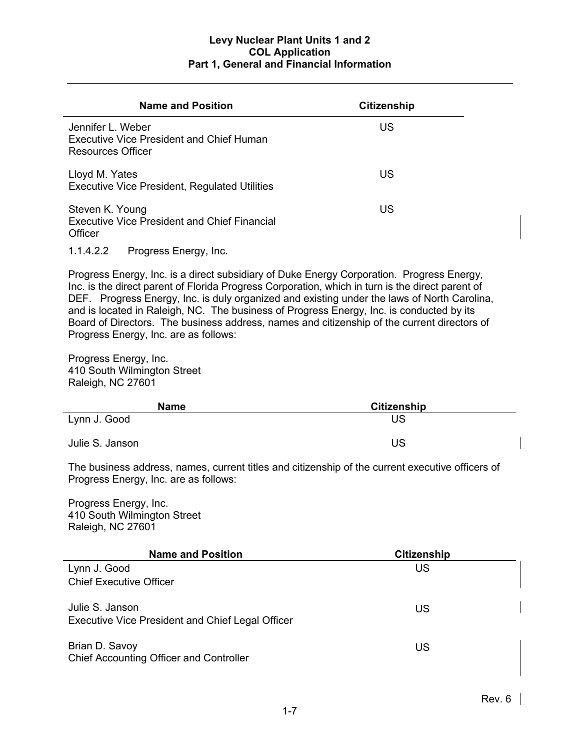| Name and Position | Citizenship |
| --- | --- |
| Jennifer L. Weber<br>Executive Vice President and Chief Human Resources Officer | US |
| Lloyd M. Yates<br>Executive Vice President, Regulated Utilities | US |
| Steven K. Young<br>Executive Vice President and Chief Financial Officer | US |

#### 1.1.4.2.2 Progress Energy, Inc.

Progress Energy, Inc. is a direct subsidiary of Duke Energy Corporation. Progress Energy, Inc. is the direct parent of Florida Progress Corporation, which in turn is the direct parent of DEF. Progress Energy, Inc. is duly organized and existing under the laws of North Carolina, and is located in Raleigh, NC. The business of Progress Energy, Inc. is conducted by its Board of Directors. The business address, names and citizenship of the current directors of Progress Energy, Inc. are as follows:

Progress Energy, Inc.
410 South Wilmington Street
Raleigh, NC 27601

| Name | Citizenship |
| --- | --- |
| Lynn J. Good | US |
| Julie S. Janson | US |

The business address, names, current titles and citizenship of the current executive officers of Progress Energy, Inc. are as follows:

Progress Energy, Inc.
410 South Wilmington Street
Raleigh, NC 27601

| Name and Position | Citizenship |
| --- | --- |
| Lynn J. Good<br>Chief Executive Officer | US |
| Julie S. Janson<br>Executive Vice President and Chief Legal Officer | US |
| Brian D. Savoy<br>Chief Accounting Officer and Controller | US |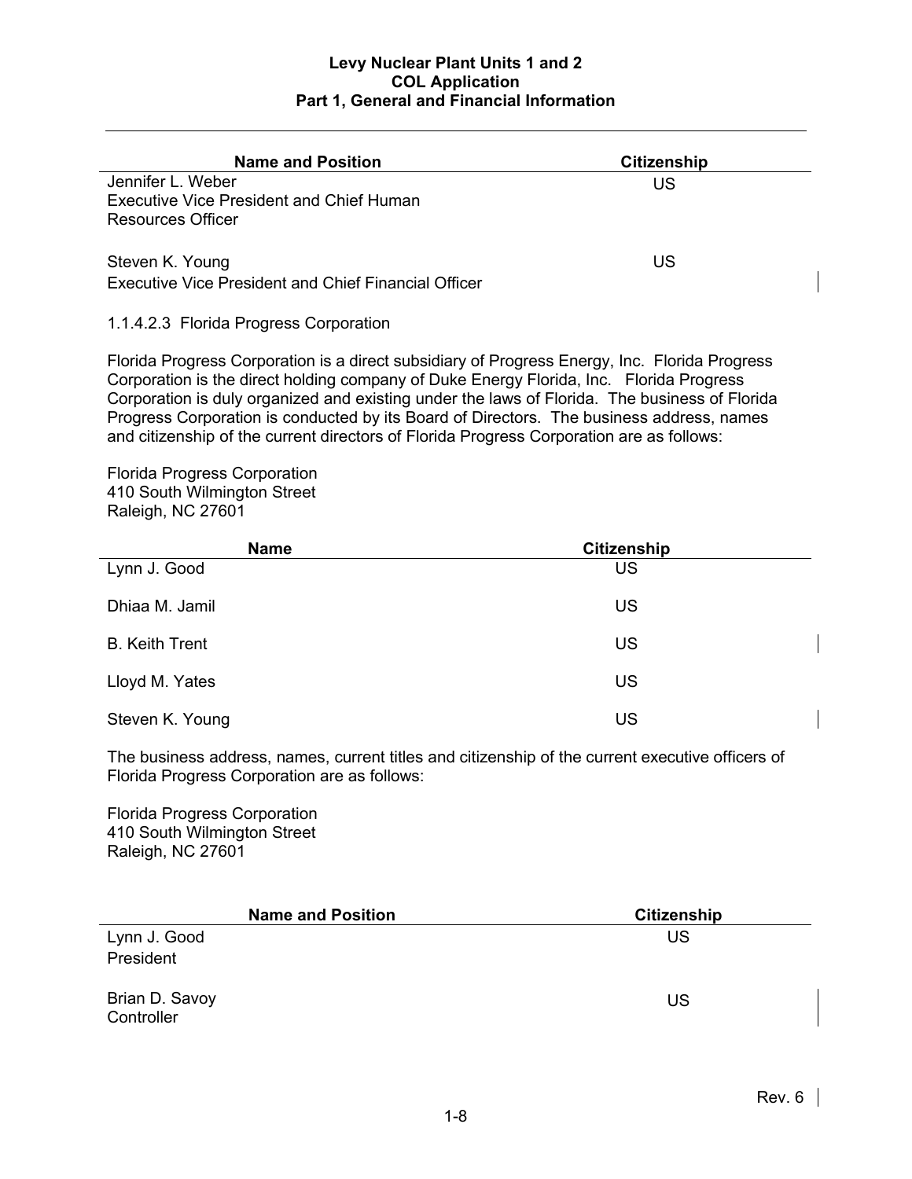| Name and Position | Citizenship |
|---|---|
| Jennifer L. Weber<br>Executive Vice President and Chief Human Resources Officer | US |
| Steven K. Young<br>Executive Vice President and Chief Financial Officer | US |

1.1.4.2.3 Florida Progress Corporation

Florida Progress Corporation is a direct subsidiary of Progress Energy, Inc. Florida Progress Corporation is the direct holding company of Duke Energy Florida, Inc. Florida Progress Corporation is duly organized and existing under the laws of Florida. The business of Florida Progress Corporation is conducted by its Board of Directors. The business address, names and citizenship of the current directors of Florida Progress Corporation are as follows:

Florida Progress Corporation
410 South Wilmington Street
Raleigh, NC 27601

| Name | Citizenship |
|---|---|
| Lynn J. Good | US |
| Dhiaa M. Jamil | US |
| B. Keith Trent | US |
| Lloyd M. Yates | US |
| Steven K. Young | US |

The business address, names, current titles and citizenship of the current executive officers of Florida Progress Corporation are as follows:

Florida Progress Corporation
410 South Wilmington Street
Raleigh, NC 27601

| Name and Position | Citizenship |
|---|---|
| Lynn J. Good<br>President | US |
| Brian D. Savoy<br>Controller | US |

Rev. 6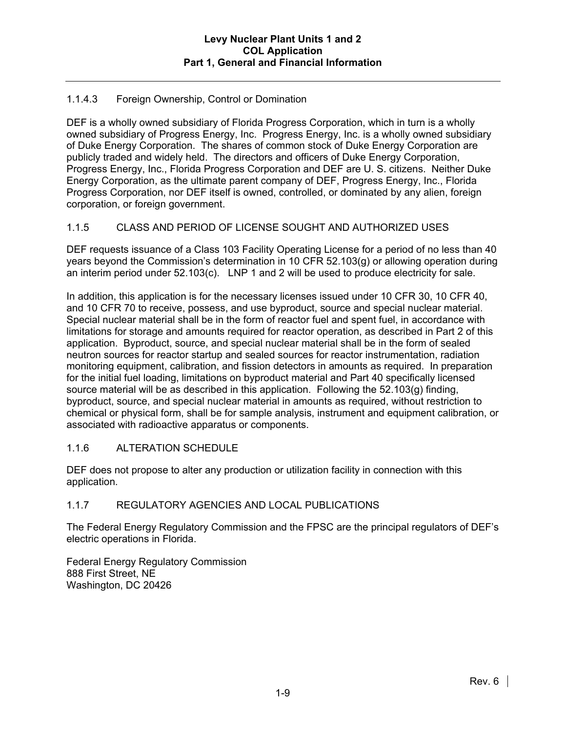#### 1.1.4.3 Foreign Ownership, Control or Domination

DEF is a wholly owned subsidiary of Florida Progress Corporation, which in turn is a wholly owned subsidiary of Progress Energy, Inc. Progress Energy, Inc. is a wholly owned subsidiary of Duke Energy Corporation. The shares of common stock of Duke Energy Corporation are publicly traded and widely held. The directors and officers of Duke Energy Corporation, Progress Energy, Inc., Florida Progress Corporation and DEF are U. S. citizens. Neither Duke Energy Corporation, as the ultimate parent company of DEF, Progress Energy, Inc., Florida Progress Corporation, nor DEF itself is owned, controlled, or dominated by any alien, foreign corporation, or foreign government.

### 1.1.5 CLASS AND PERIOD OF LICENSE SOUGHT AND AUTHORIZED USES

DEF requests issuance of a Class 103 Facility Operating License for a period of no less than 40 years beyond the Commission's determination in 10 CFR 52.103(g) or allowing operation during an interim period under 52.103(c). LNP 1 and 2 will be used to produce electricity for sale.

In addition, this application is for the necessary licenses issued under 10 CFR 30, 10 CFR 40, and 10 CFR 70 to receive, possess, and use byproduct, source and special nuclear material. Special nuclear material shall be in the form of reactor fuel and spent fuel, in accordance with limitations for storage and amounts required for reactor operation, as described in Part 2 of this application. Byproduct, source, and special nuclear material shall be in the form of sealed neutron sources for reactor startup and sealed sources for reactor instrumentation, radiation monitoring equipment, calibration, and fission detectors in amounts as required. In preparation for the initial fuel loading, limitations on byproduct material and Part 40 specifically licensed source material will be as described in this application. Following the 52.103(g) finding, byproduct, source, and special nuclear material in amounts as required, without restriction to chemical or physical form, shall be for sample analysis, instrument and equipment calibration, or associated with radioactive apparatus or components.

### 1.1.6 ALTERATION SCHEDULE

DEF does not propose to alter any production or utilization facility in connection with this application.

### 1.1.7 REGULATORY AGENCIES AND LOCAL PUBLICATIONS

The Federal Energy Regulatory Commission and the FPSC are the principal regulators of DEF's electric operations in Florida.

Federal Energy Regulatory Commission
888 First Street, NE
Washington, DC 20426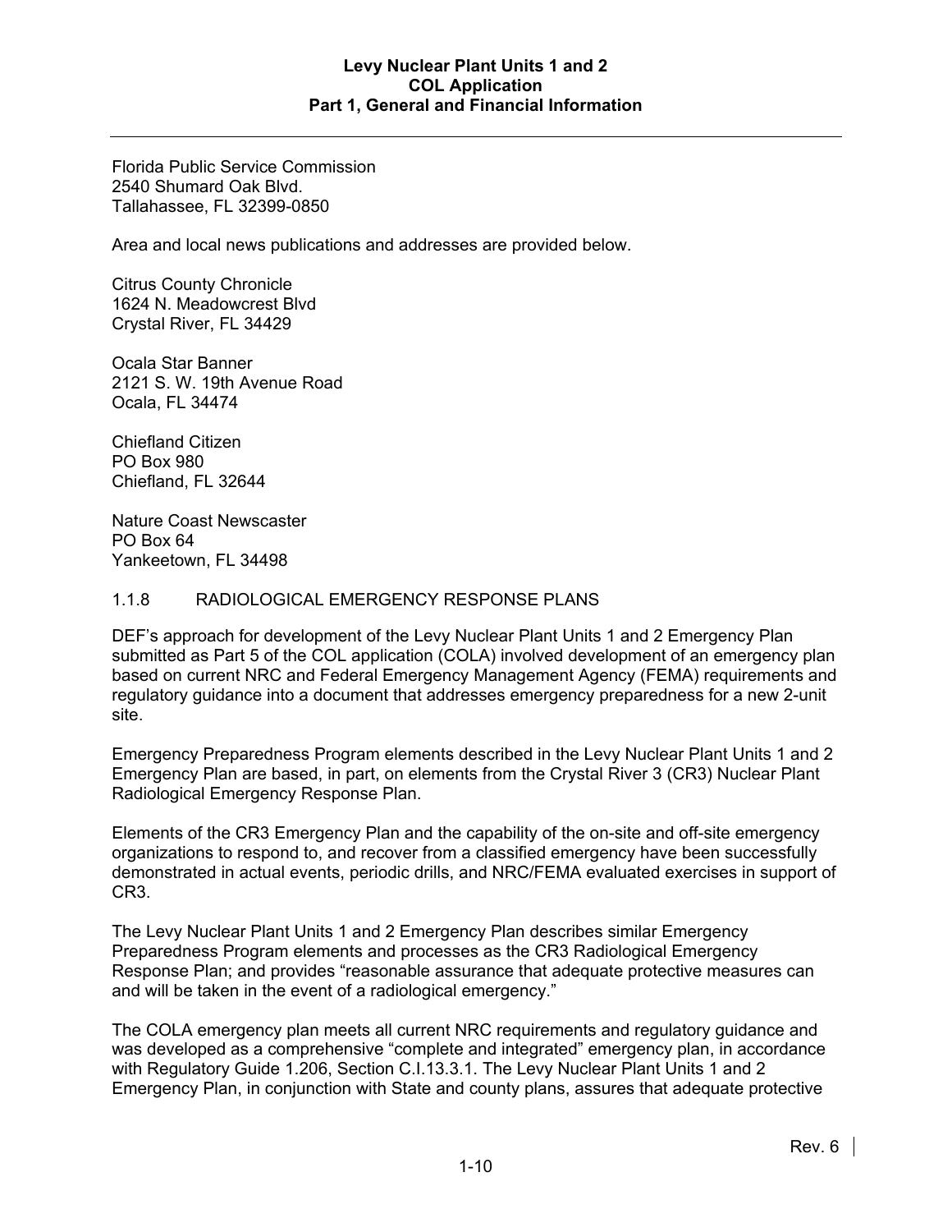Florida Public Service Commission
2540 Shumard Oak Blvd.
Tallahassee, FL 32399-0850

Area and local news publications and addresses are provided below.

Citrus County Chronicle
1624 N. Meadowcrest Blvd
Crystal River, FL 34429

Ocala Star Banner
2121 S. W. 19th Avenue Road
Ocala, FL 34474

Chiefland Citizen
PO Box 980
Chiefland, FL 32644

Nature Coast Newscaster
PO Box 64
Yankeetown, FL 34498

### 1.1.8 RADIOLOGICAL EMERGENCY RESPONSE PLANS

DEF's approach for development of the Levy Nuclear Plant Units 1 and 2 Emergency Plan submitted as Part 5 of the COL application (COLA) involved development of an emergency plan based on current NRC and Federal Emergency Management Agency (FEMA) requirements and regulatory guidance into a document that addresses emergency preparedness for a new 2-unit site.

Emergency Preparedness Program elements described in the Levy Nuclear Plant Units 1 and 2 Emergency Plan are based, in part, on elements from the Crystal River 3 (CR3) Nuclear Plant Radiological Emergency Response Plan.

Elements of the CR3 Emergency Plan and the capability of the on-site and off-site emergency organizations to respond to, and recover from a classified emergency have been successfully demonstrated in actual events, periodic drills, and NRC/FEMA evaluated exercises in support of CR3.

The Levy Nuclear Plant Units 1 and 2 Emergency Plan describes similar Emergency Preparedness Program elements and processes as the CR3 Radiological Emergency Response Plan; and provides "reasonable assurance that adequate protective measures can and will be taken in the event of a radiological emergency."

The COLA emergency plan meets all current NRC requirements and regulatory guidance and was developed as a comprehensive "complete and integrated" emergency plan, in accordance with Regulatory Guide 1.206, Section C.I.13.3.1. The Levy Nuclear Plant Units 1 and 2 Emergency Plan, in conjunction with State and county plans, assures that adequate protective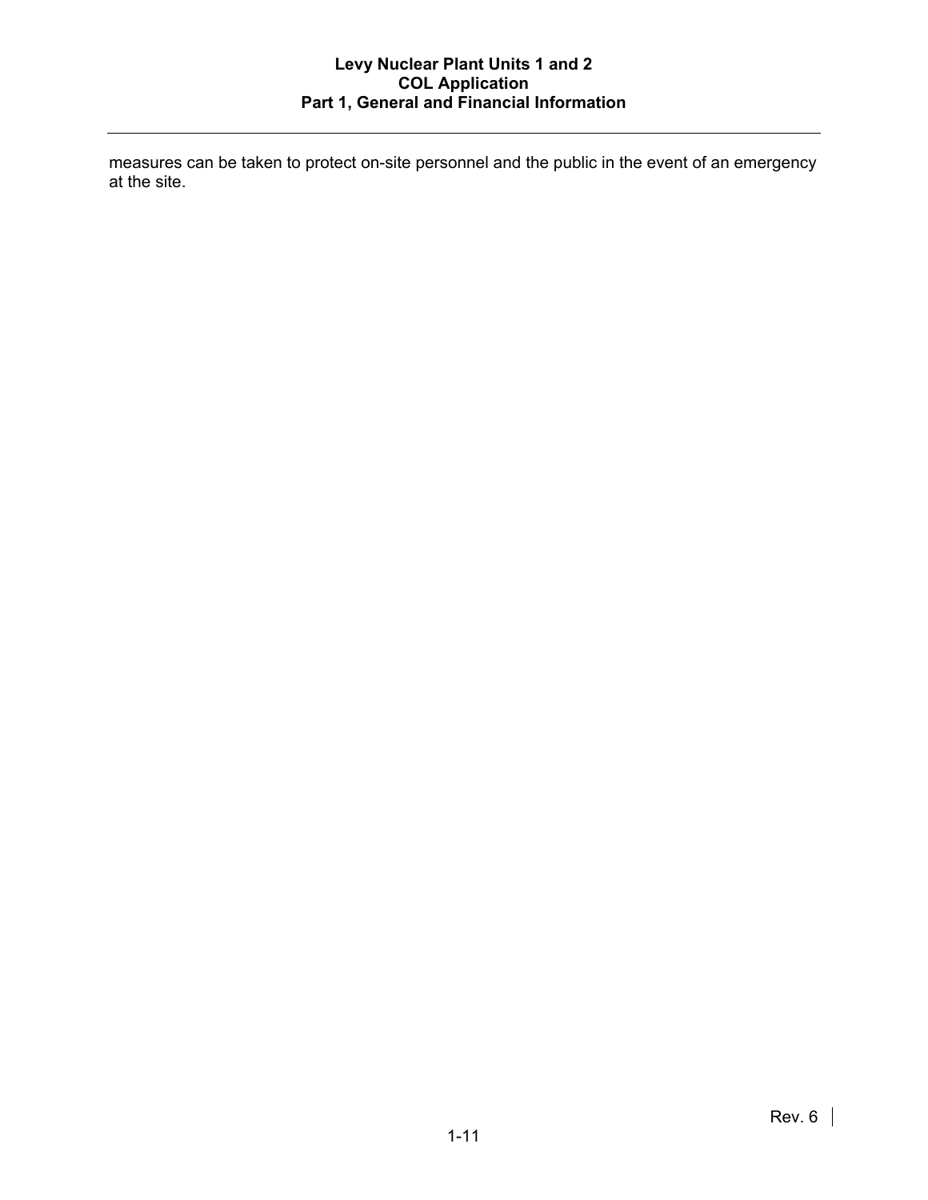measures can be taken to protect on-site personnel and the public in the event of an emergency at the site.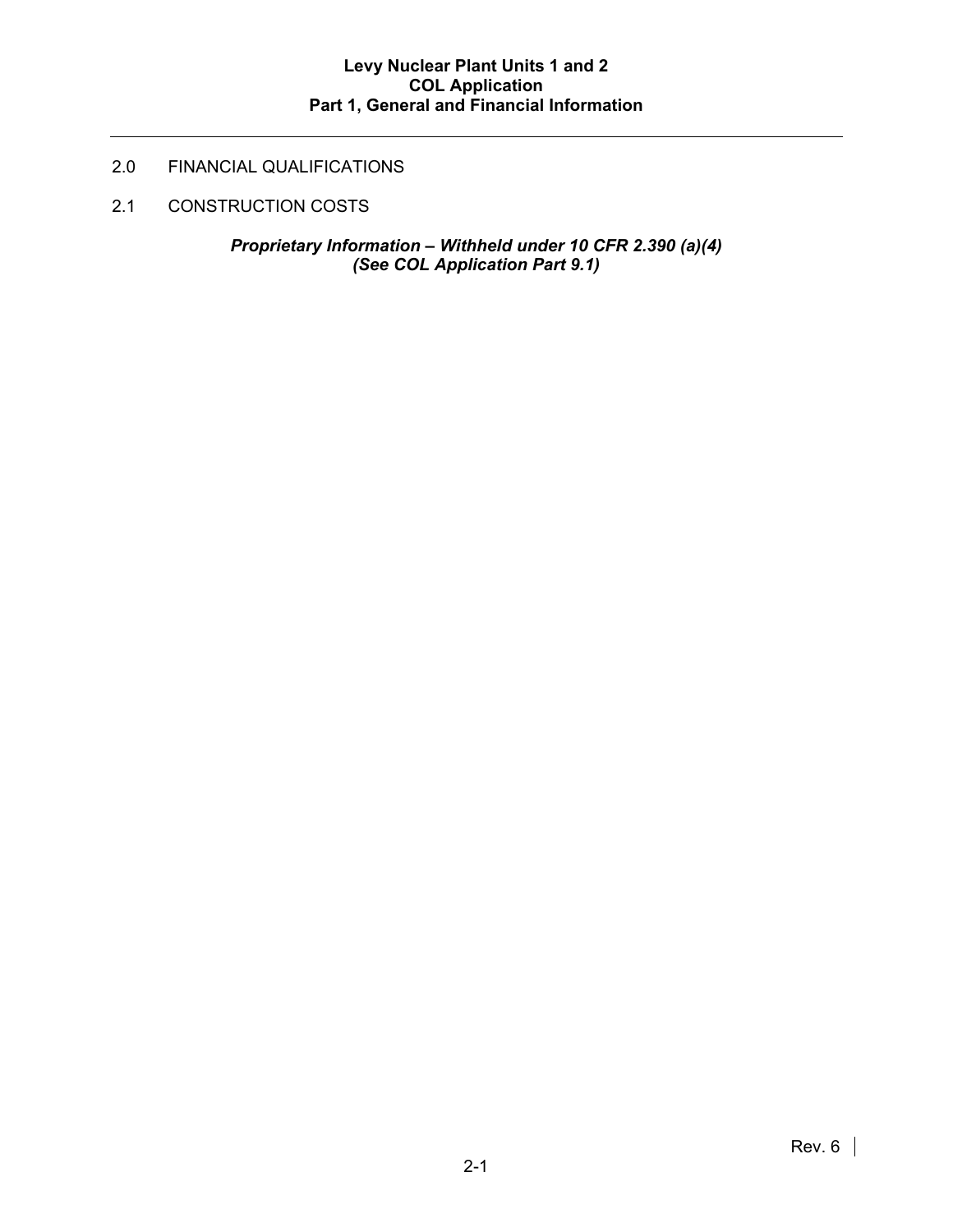## 2.0 FINANCIAL QUALIFICATIONS

### 2.1 CONSTRUCTION COSTS

***Proprietary Information – Withheld under 10 CFR 2.390 (a)(4)***
***(See COL Application Part 9.1)***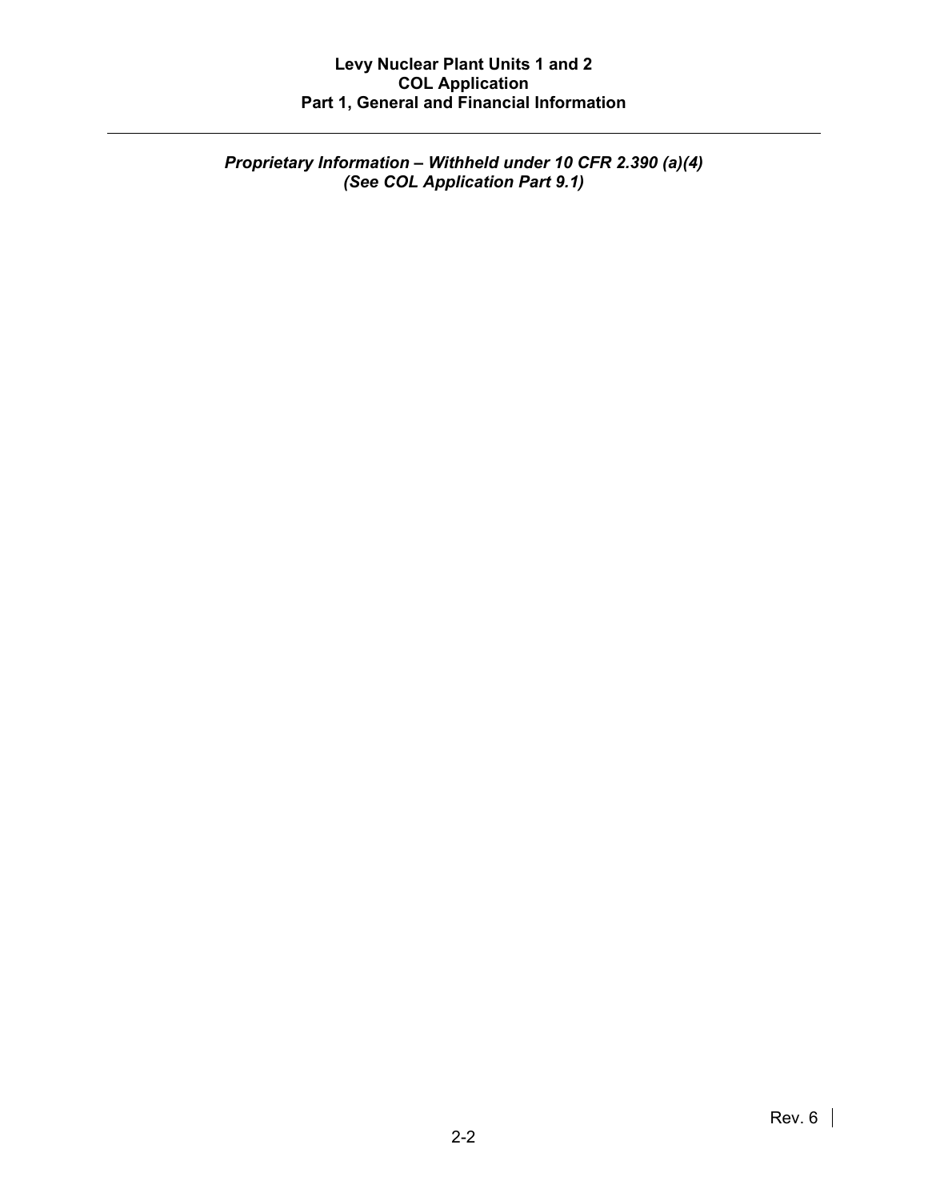*Proprietary Information – Withheld under 10 CFR 2.390 (a)(4)*
*(See COL Application Part 9.1)*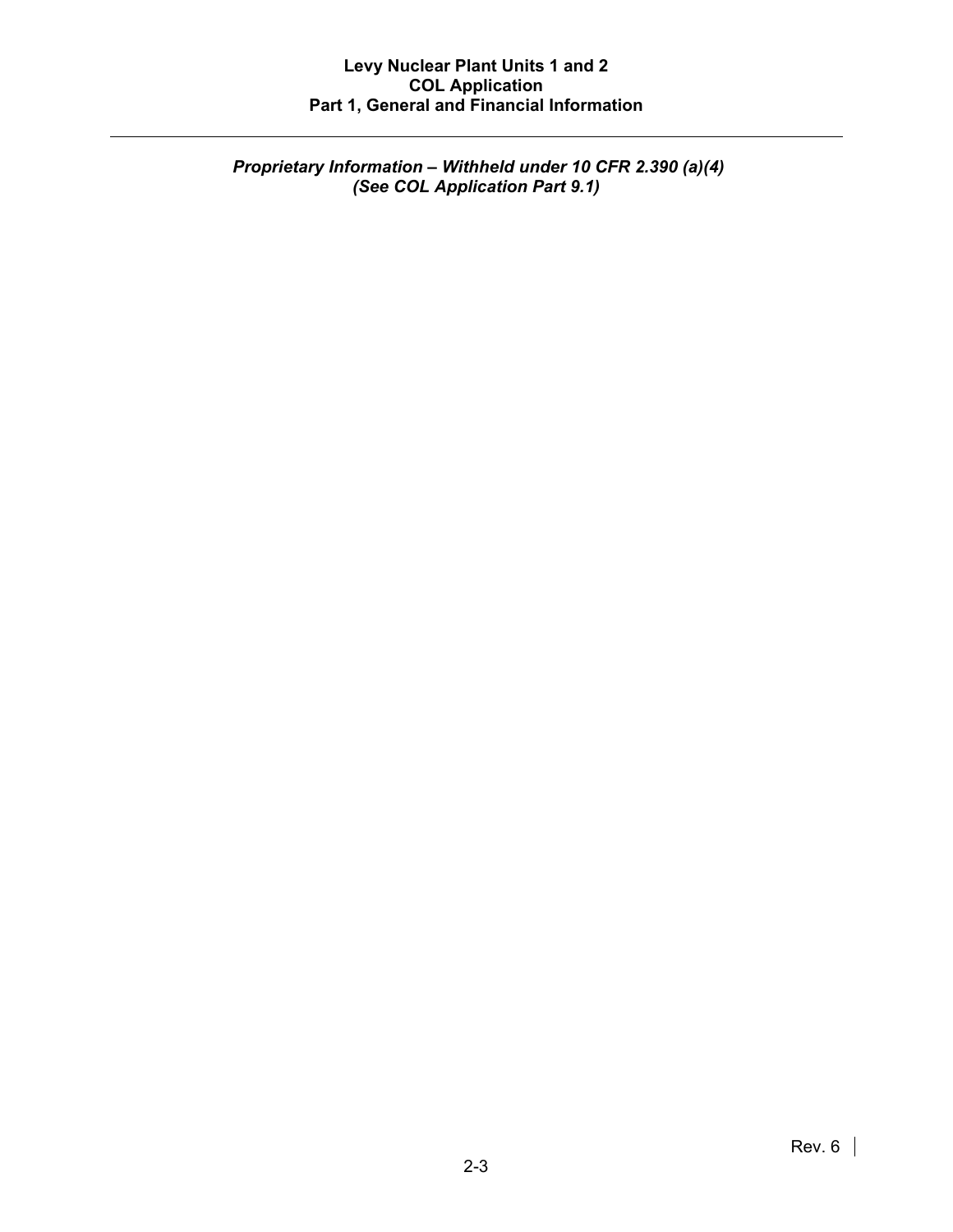*Proprietary Information – Withheld under 10 CFR 2.390 (a)(4)*
*(See COL Application Part 9.1)*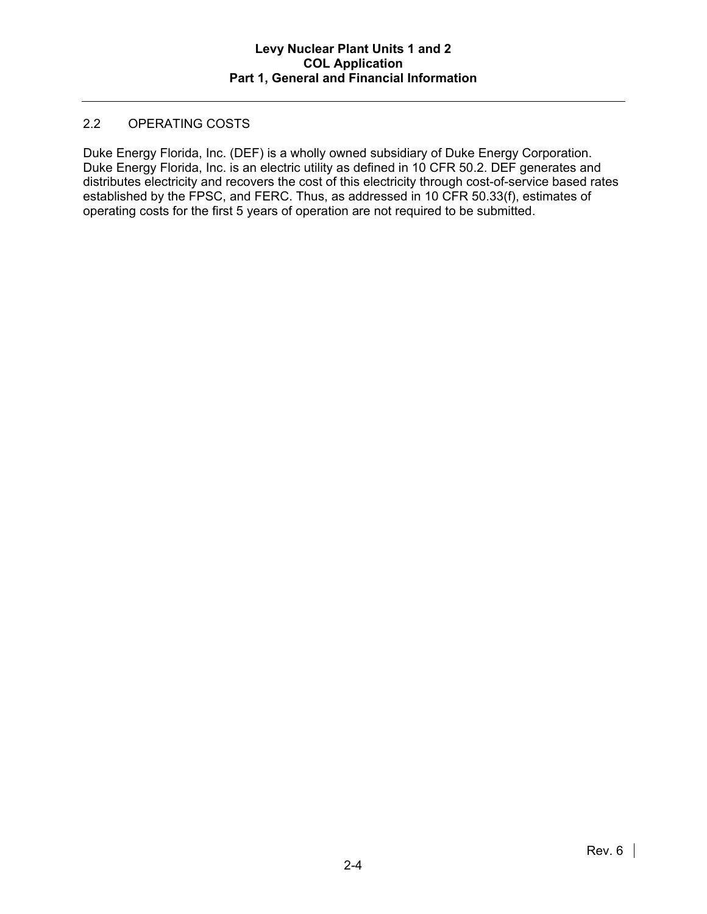## 2.2 OPERATING COSTS

Duke Energy Florida, Inc. (DEF) is a wholly owned subsidiary of Duke Energy Corporation. Duke Energy Florida, Inc. is an electric utility as defined in 10 CFR 50.2. DEF generates and distributes electricity and recovers the cost of this electricity through cost-of-service based rates established by the FPSC, and FERC. Thus, as addressed in 10 CFR 50.33(f), estimates of operating costs for the first 5 years of operation are not required to be submitted.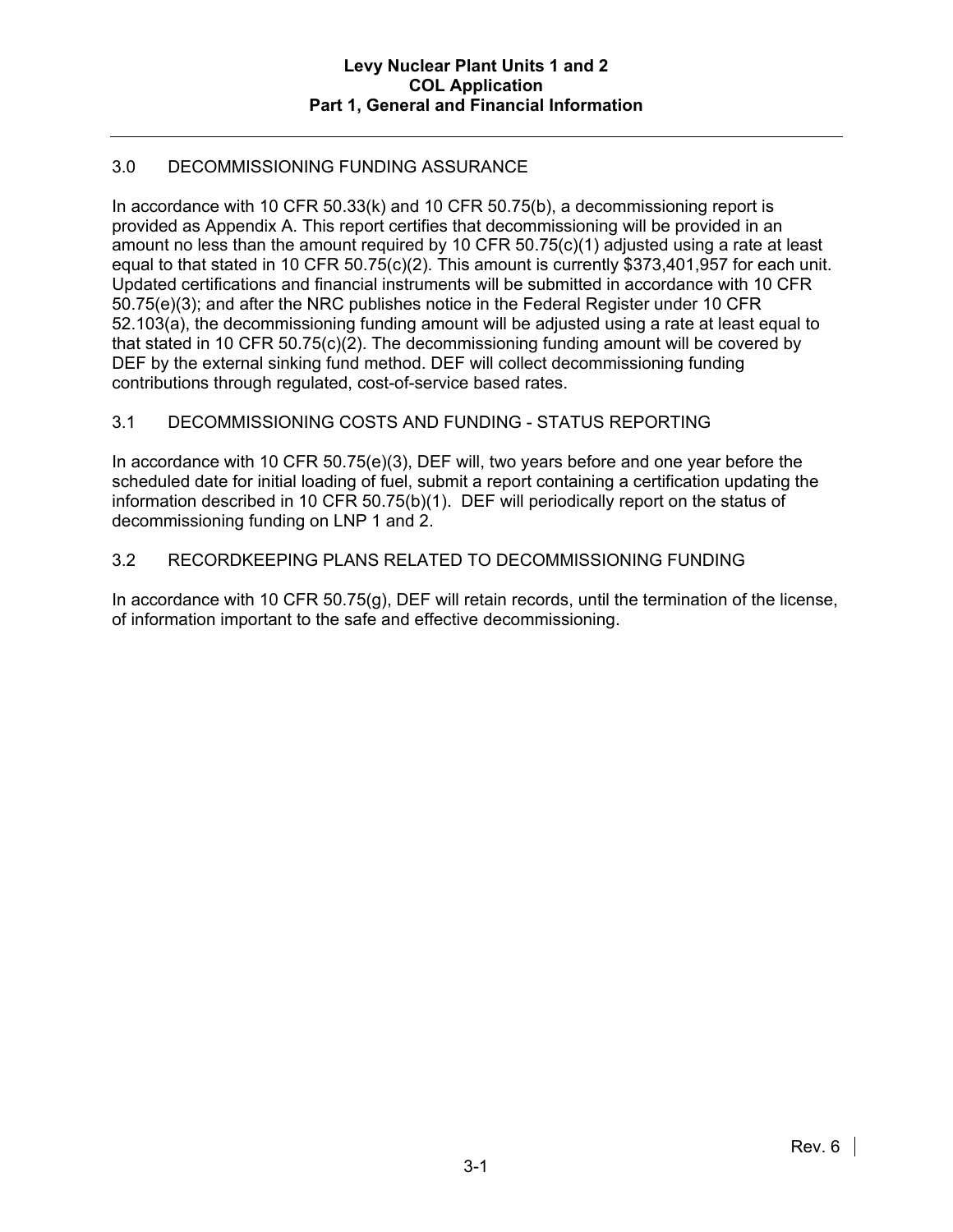## 3.0 DECOMMISSIONING FUNDING ASSURANCE

In accordance with 10 CFR 50.33(k) and 10 CFR 50.75(b), a decommissioning report is provided as Appendix A. This report certifies that decommissioning will be provided in an amount no less than the amount required by 10 CFR 50.75(c)(1) adjusted using a rate at least equal to that stated in 10 CFR 50.75(c)(2). This amount is currently $373,401,957 for each unit. Updated certifications and financial instruments will be submitted in accordance with 10 CFR 50.75(e)(3); and after the NRC publishes notice in the Federal Register under 10 CFR 52.103(a), the decommissioning funding amount will be adjusted using a rate at least equal to that stated in 10 CFR 50.75(c)(2). The decommissioning funding amount will be covered by DEF by the external sinking fund method. DEF will collect decommissioning funding contributions through regulated, cost-of-service based rates.

### 3.1 DECOMMISSIONING COSTS AND FUNDING - STATUS REPORTING

In accordance with 10 CFR 50.75(e)(3), DEF will, two years before and one year before the scheduled date for initial loading of fuel, submit a report containing a certification updating the information described in 10 CFR 50.75(b)(1). DEF will periodically report on the status of decommissioning funding on LNP 1 and 2.

### 3.2 RECORDKEEPING PLANS RELATED TO DECOMMISSIONING FUNDING

In accordance with 10 CFR 50.75(g), DEF will retain records, until the termination of the license, of information important to the safe and effective decommissioning.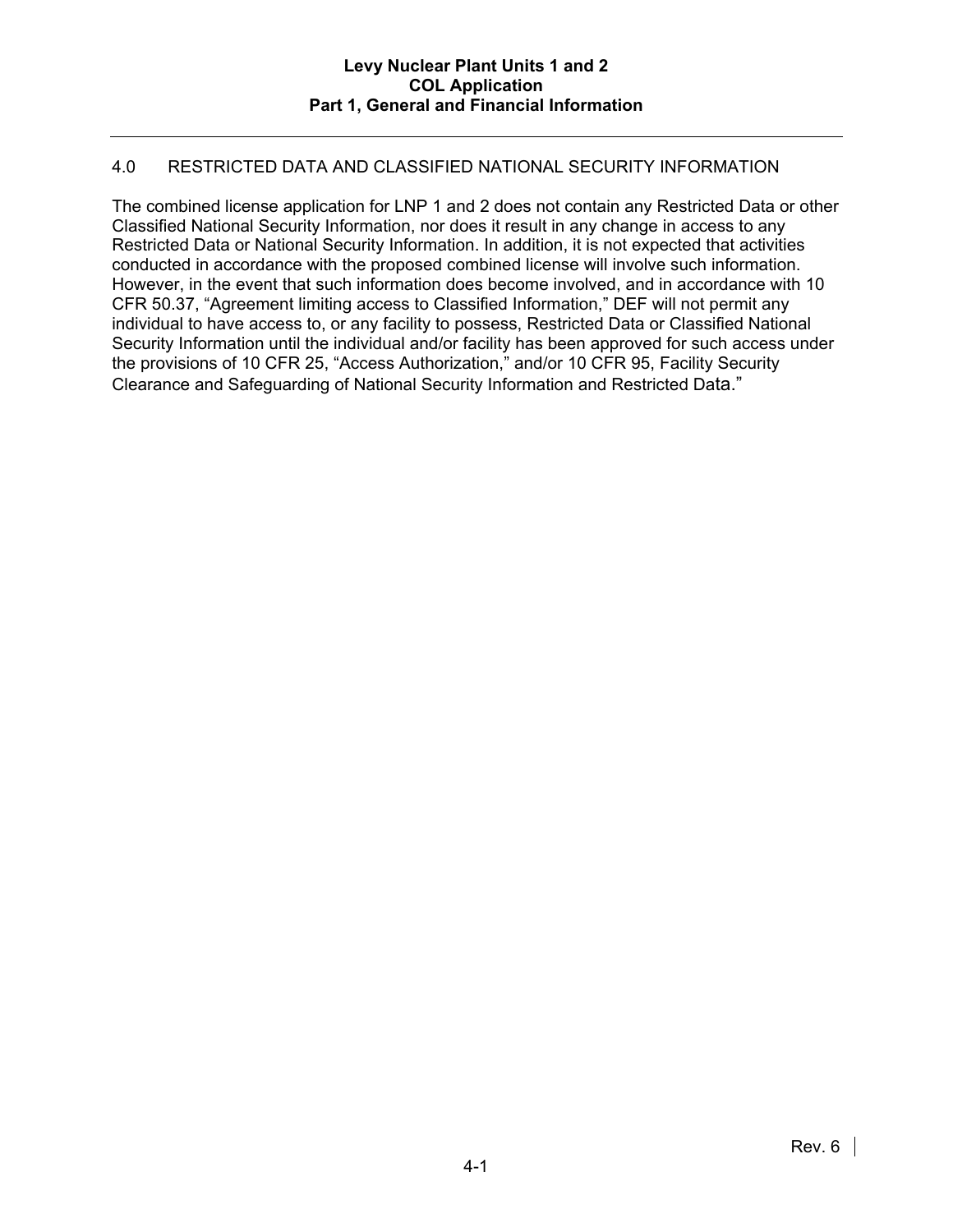## 4.0 RESTRICTED DATA AND CLASSIFIED NATIONAL SECURITY INFORMATION

The combined license application for LNP 1 and 2 does not contain any Restricted Data or other Classified National Security Information, nor does it result in any change in access to any Restricted Data or National Security Information. In addition, it is not expected that activities conducted in accordance with the proposed combined license will involve such information. However, in the event that such information does become involved, and in accordance with 10 CFR 50.37, "Agreement limiting access to Classified Information," DEF will not permit any individual to have access to, or any facility to possess, Restricted Data or Classified National Security Information until the individual and/or facility has been approved for such access under the provisions of 10 CFR 25, "Access Authorization," and/or 10 CFR 95, Facility Security Clearance and Safeguarding of National Security Information and Restricted Data."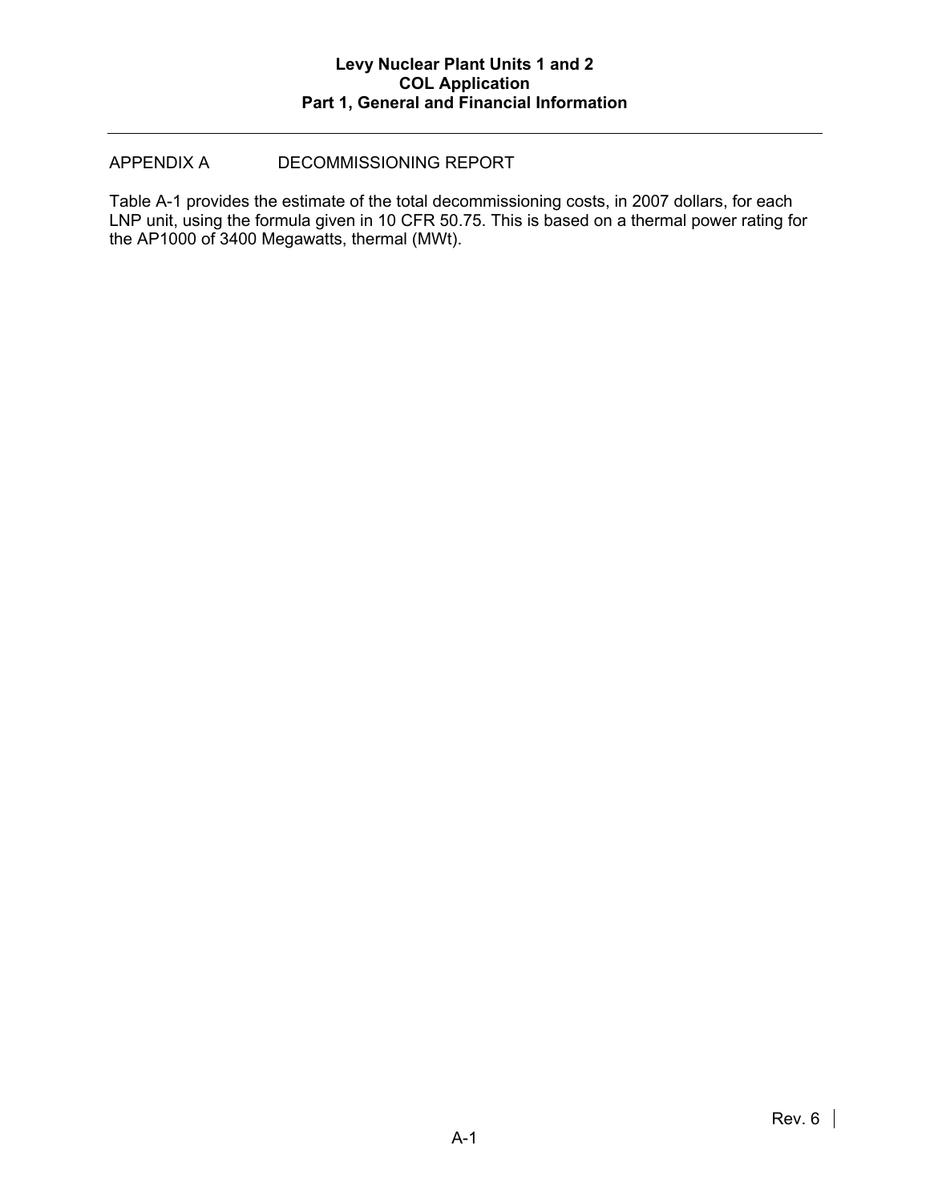# APPENDIX A DECOMMISSIONING REPORT

Table A-1 provides the estimate of the total decommissioning costs, in 2007 dollars, for each LNP unit, using the formula given in 10 CFR 50.75. This is based on a thermal power rating for the AP1000 of 3400 Megawatts, thermal (MWt).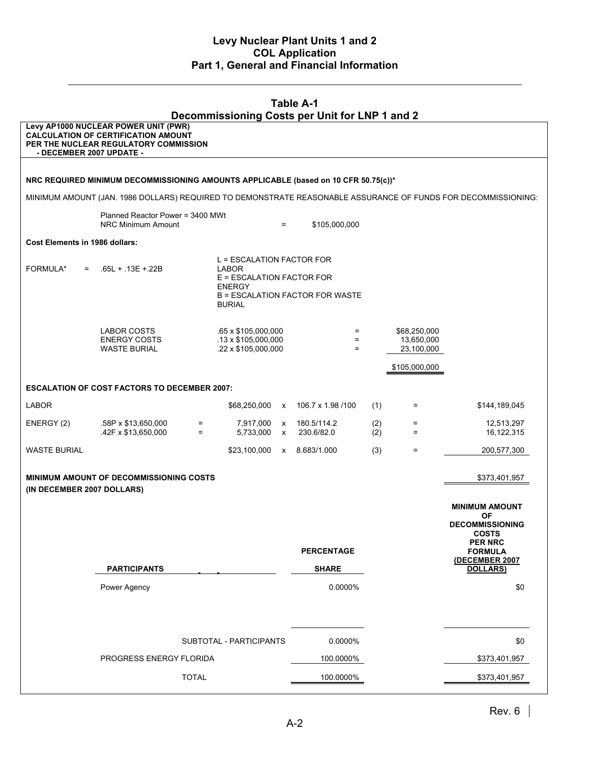## Table A-1
## Decommissioning Costs per Unit for LNP 1 and 2

**Levy AP1000 NUCLEAR POWER UNIT (PWR)**
**CALCULATION OF CERTIFICATION AMOUNT**
**PER THE NUCLEAR REGULATORY COMMISSION**
**- DECEMBER 2007 UPDATE -**

**NRC REQUIRED MINIMUM DECOMMISSIONING AMOUNTS APPLICABLE (based on 10 CFR 50.75(c))***

MINIMUM AMOUNT (JAN. 1986 DOLLARS) REQUIRED TO DEMONSTRATE REASONABLE ASSURANCE OF FUNDS FOR DECOMMISSIONING:

Planned Reactor Power = 3400 MWt
NRC Minimum Amount = $105,000,000

**Cost Elements in 1986 dollars:**

FORMULA* = .65L + .13E +.22B

L = ESCALATION FACTOR FOR LABOR
E = ESCALATION FACTOR FOR ENERGY
B = ESCALATION FACTOR FOR WASTE BURIAL

| | | | |
|---|---|---|---|
| LABOR COSTS | .65 x $105,000,000 | = | $68,250,000 |
| ENERGY COSTS | .13 x $105,000,000 | = | 13,650,000 |
| WASTE BURIAL | .22 x $105,000,000 | = | 23,100,000 |
| | | | $105,000,000 |

**ESCALATION OF COST FACTORS TO DECEMBER 2007:**

| | | | | | | | | |
|---|---|---|---|---|---|---|---|---|
| LABOR | | | $68,250,000 | x | 106.7 x 1.98 /100 | (1) | = | $144,189,045 |
| ENERGY (2) | .58P x $13,650,000 | = | 7,917,000 | x | 180.5/114.2 | (2) | = | 12,513,297 |
| | .42F x $13,650,000 | = | 5,733,000 | x | 230.6/82.0 | (2) | = | 16,122,315 |
| WASTE BURIAL | | | $23,100,000 | x | 8.683/1.000 | (3) | = | 200,577,300 |

**MINIMUM AMOUNT OF DECOMMISSIONING COSTS (IN DECEMBER 2007 DOLLARS)** $373,401,957

| PARTICIPANTS | PERCENTAGE SHARE | MINIMUM AMOUNT OF DECOMMISSIONING COSTS PER NRC FORMULA (DECEMBER 2007 DOLLARS) |
|---|---|---|
| Power Agency | 0.0000% | $0 |
| SUBTOTAL - PARTICIPANTS | 0.0000% | $0 |
| PROGRESS ENERGY FLORIDA | 100.0000% | $373,401,957 |
| TOTAL | 100.0000% | $373,401,957 |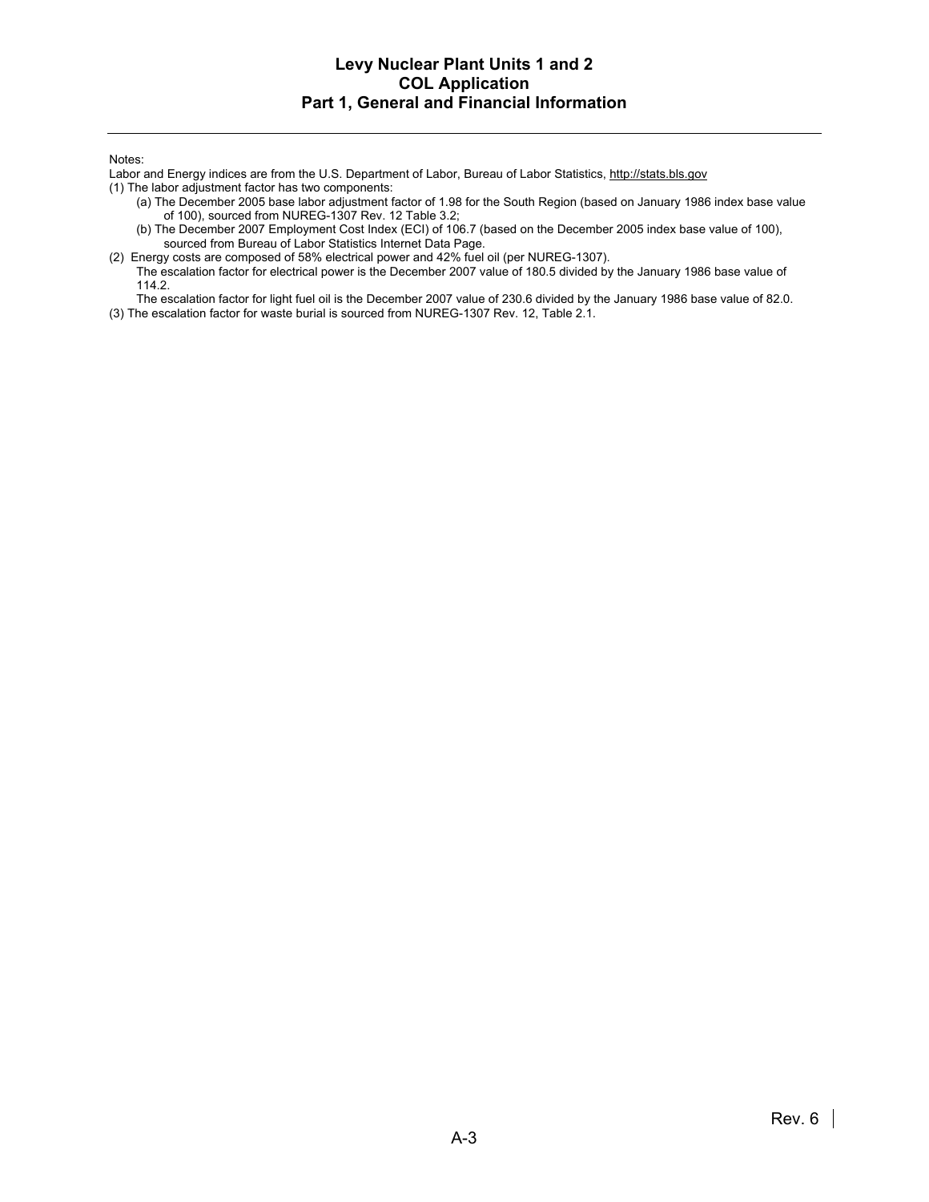Notes:

Labor and Energy indices are from the U.S. Department of Labor, Bureau of Labor Statistics, http://stats.bls.gov

(1) The labor adjustment factor has two components:

- (a) The December 2005 base labor adjustment factor of 1.98 for the South Region (based on January 1986 index base value of 100), sourced from NUREG-1307 Rev. 12 Table 3.2;
- (b) The December 2007 Employment Cost Index (ECI) of 106.7 (based on the December 2005 index base value of 100), sourced from Bureau of Labor Statistics Internet Data Page.

(2) Energy costs are composed of 58% electrical power and 42% fuel oil (per NUREG-1307).

The escalation factor for electrical power is the December 2007 value of 180.5 divided by the January 1986 base value of 114.2.

The escalation factor for light fuel oil is the December 2007 value of 230.6 divided by the January 1986 base value of 82.0.

(3) The escalation factor for waste burial is sourced from NUREG-1307 Rev. 12, Table 2.1.